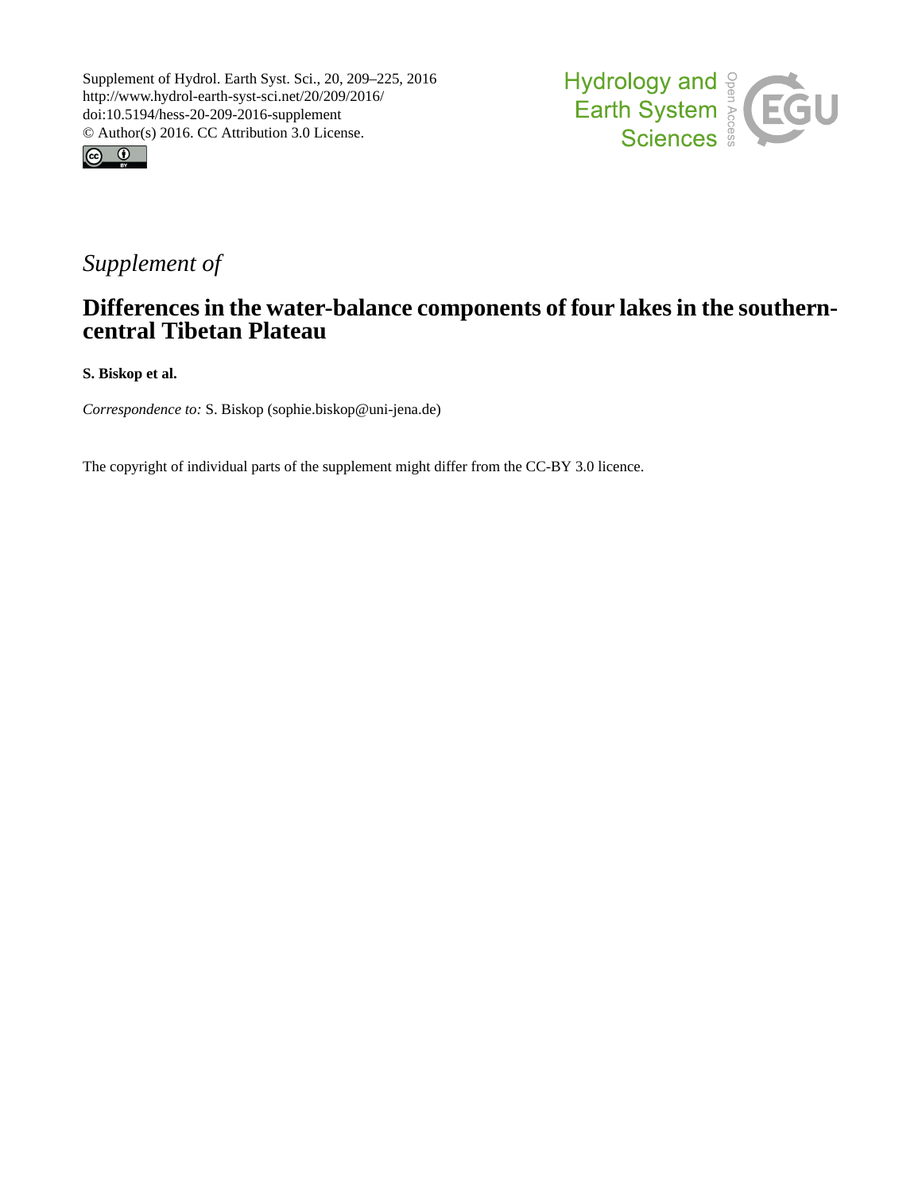Supplement of Hydrol. Earth Syst. Sci., 20, 209–225, 2016
http://www.hydrol-earth-syst-sci.net/20/209/2016/
doi:10.5194/hess-20-209-2016-supplement
© Author(s) 2016. CC Attribution 3.0 License.

*Supplement of*

# Differences in the water-balance components of four lakes in the southern-central Tibetan Plateau

**S. Biskop et al.**

*Correspondence to:* S. Biskop (sophie.biskop@uni-jena.de)

The copyright of individual parts of the supplement might differ from the CC-BY 3.0 licence.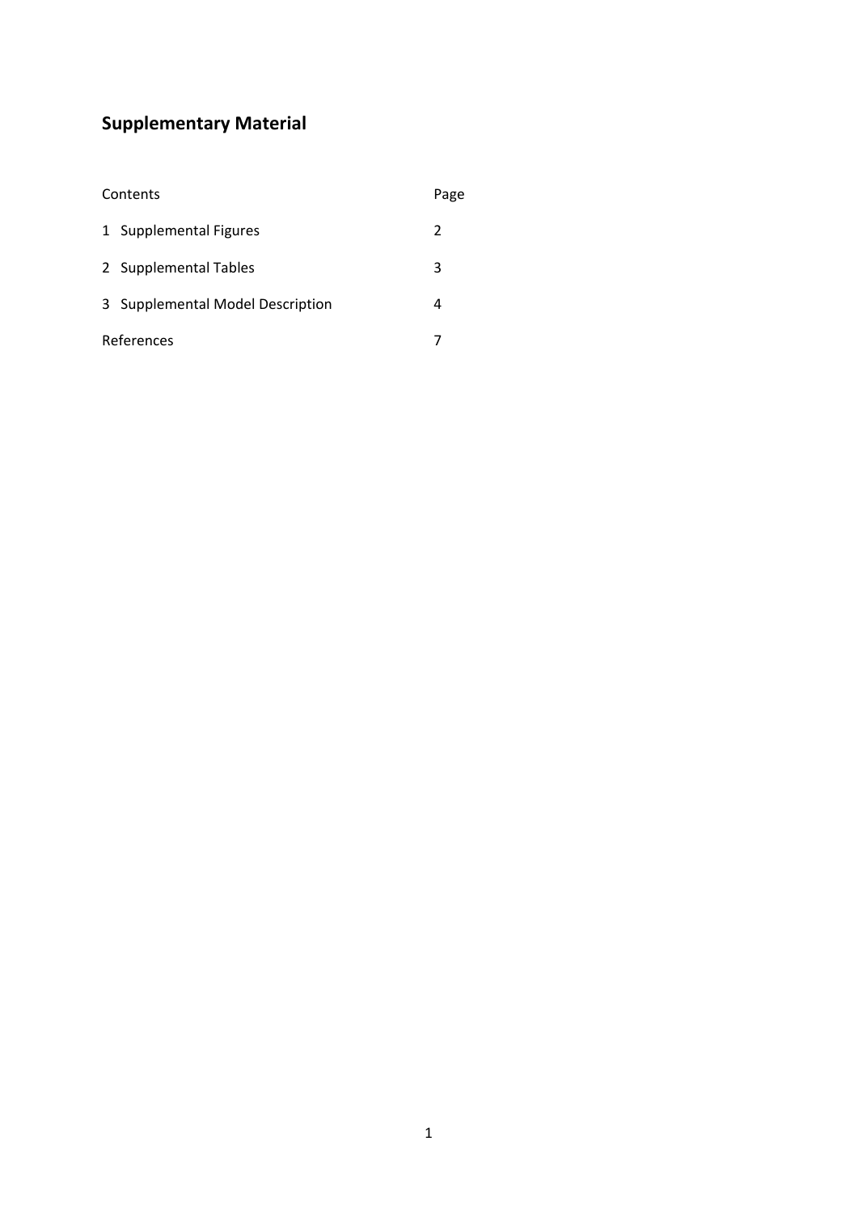# Supplementary Material

| Contents | Page |
| --- | --- |
| 1 Supplemental Figures | 2 |
| 2 Supplemental Tables | 3 |
| 3 Supplemental Model Description | 4 |
| References | 7 |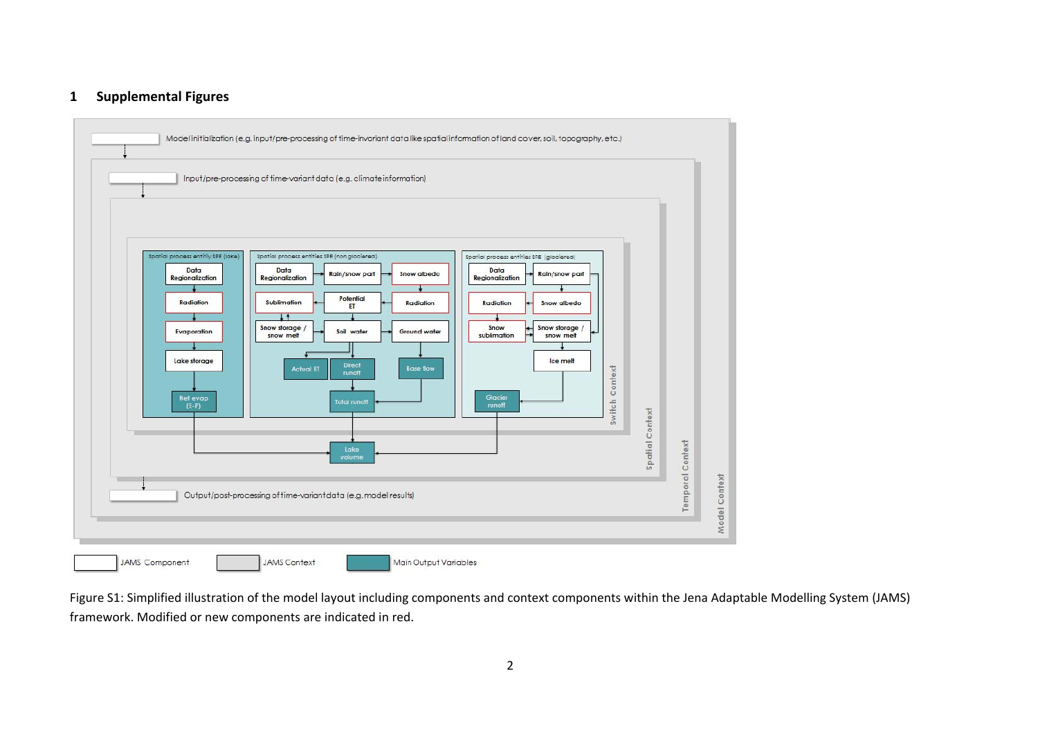# 1 Supplemental Figures

Figure S1: Simplified illustration of the model layout including components and context components within the Jena Adaptable Modelling System (JAMS) framework. Modified or new components are indicated in red.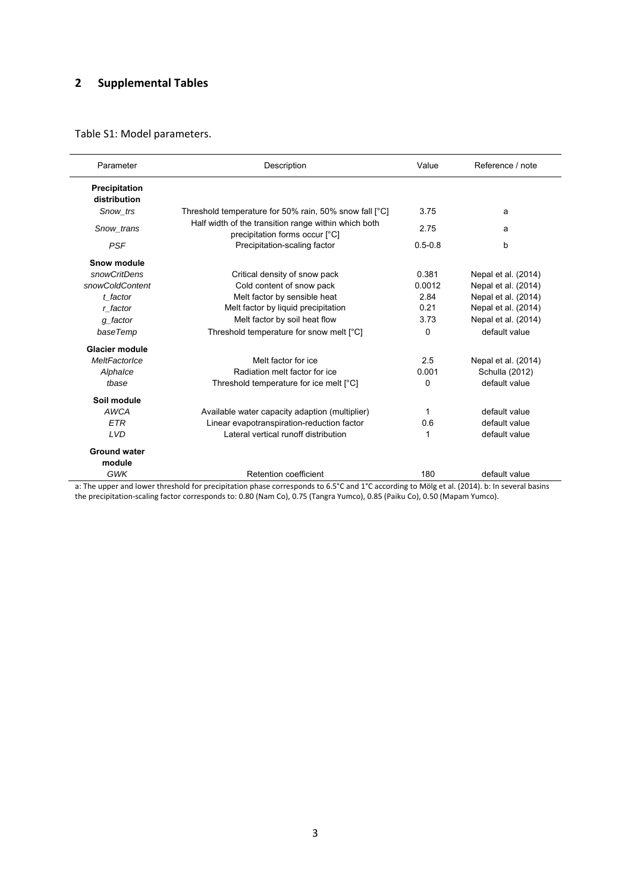## 2 Supplemental Tables

Table S1: Model parameters.

| Parameter | Description | Value | Reference / note |
|---|---|---|---|
| **Precipitation distribution** | | | |
| *Snow_trs* | Threshold temperature for 50% rain, 50% snow fall [°C] | 3.75 | a |
| *Snow_trans* | Half width of the transition range within which both precipitation forms occur [°C] | 2.75 | a |
| *PSF* | Precipitation-scaling factor | 0.5-0.8 | b |
| **Snow module** | | | |
| *snowCritDens* | Critical density of snow pack | 0.381 | Nepal et al. (2014) |
| *snowColdContent* | Cold content of snow pack | 0.0012 | Nepal et al. (2014) |
| *t_factor* | Melt factor by sensible heat | 2.84 | Nepal et al. (2014) |
| *r_factor* | Melt factor by liquid precipitation | 0.21 | Nepal et al. (2014) |
| *g_factor* | Melt factor by soil heat flow | 3.73 | Nepal et al. (2014) |
| *baseTemp* | Threshold temperature for snow melt [°C] | 0 | default value |
| **Glacier module** | | | |
| *MeltFactorIce* | Melt factor for ice | 2.5 | Nepal et al. (2014) |
| *AlphaIce* | Radiation melt factor for ice | 0.001 | Schulla (2012) |
| *tbase* | Threshold temperature for ice melt [°C] | 0 | default value |
| **Soil module** | | | |
| *AWCA* | Available water capacity adaption (multiplier) | 1 | default value |
| *ETR* | Linear evapotranspiration-reduction factor | 0.6 | default value |
| *LVD* | Lateral vertical runoff distribution | 1 | default value |
| **Ground water module** | | | |
| *GWK* | Retention coefficient | 180 | default value |

a: The upper and lower threshold for precipitation phase corresponds to 6.5°C and 1°C according to Mölg et al. (2014). b: In several basins the precipitation-scaling factor corresponds to: 0.80 (Nam Co), 0.75 (Tangra Yumco), 0.85 (Paiku Co), 0.50 (Mapam Yumco).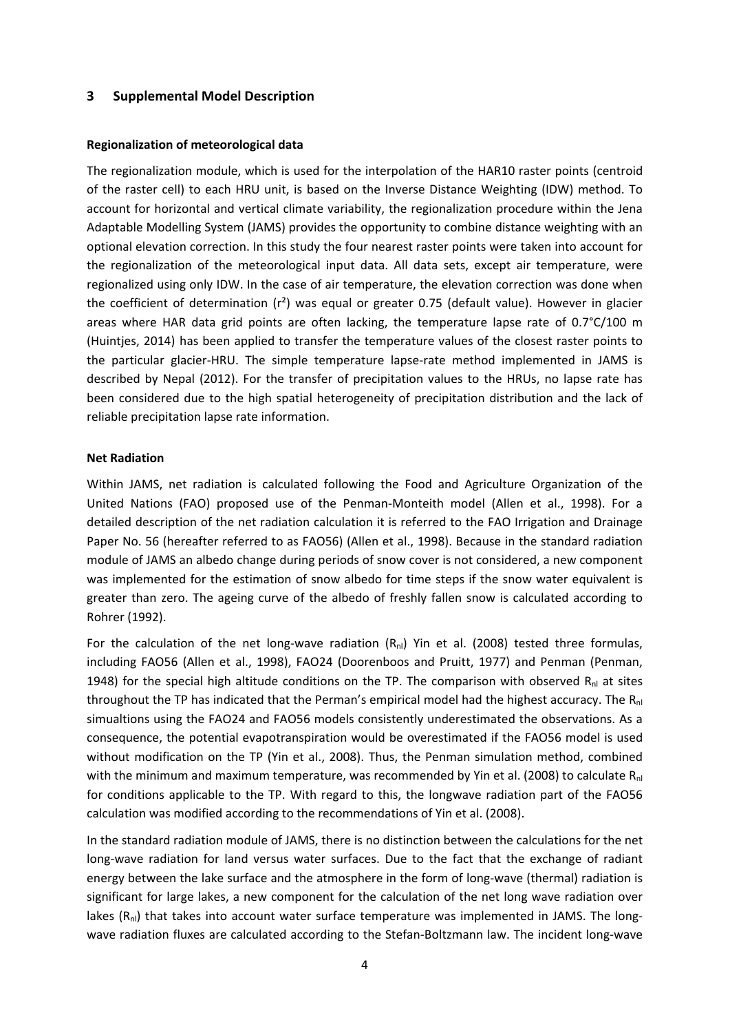## 3 Supplemental Model Description

**Regionalization of meteorological data**

The regionalization module, which is used for the interpolation of the HAR10 raster points (centroid of the raster cell) to each HRU unit, is based on the Inverse Distance Weighting (IDW) method. To account for horizontal and vertical climate variability, the regionalization procedure within the Jena Adaptable Modelling System (JAMS) provides the opportunity to combine distance weighting with an optional elevation correction. In this study the four nearest raster points were taken into account for the regionalization of the meteorological input data. All data sets, except air temperature, were regionalized using only IDW. In the case of air temperature, the elevation correction was done when the coefficient of determination ($r^2$) was equal or greater 0.75 (default value). However in glacier areas where HAR data grid points are often lacking, the temperature lapse rate of 0.7°C/100 m (Huintjes, 2014) has been applied to transfer the temperature values of the closest raster points to the particular glacier-HRU. The simple temperature lapse-rate method implemented in JAMS is described by Nepal (2012). For the transfer of precipitation values to the HRUs, no lapse rate has been considered due to the high spatial heterogeneity of precipitation distribution and the lack of reliable precipitation lapse rate information.

**Net Radiation**

Within JAMS, net radiation is calculated following the Food and Agriculture Organization of the United Nations (FAO) proposed use of the Penman-Monteith model (Allen et al., 1998). For a detailed description of the net radiation calculation it is referred to the FAO Irrigation and Drainage Paper No. 56 (hereafter referred to as FAO56) (Allen et al., 1998). Because in the standard radiation module of JAMS an albedo change during periods of snow cover is not considered, a new component was implemented for the estimation of snow albedo for time steps if the snow water equivalent is greater than zero. The ageing curve of the albedo of freshly fallen snow is calculated according to Rohrer (1992).

For the calculation of the net long-wave radiation ($R_{nl}$) Yin et al. (2008) tested three formulas, including FAO56 (Allen et al., 1998), FAO24 (Doorenboos and Pruitt, 1977) and Penman (Penman, 1948) for the special high altitude conditions on the TP. The comparison with observed $R_{nl}$ at sites throughout the TP has indicated that the Perman's empirical model had the highest accuracy. The $R_{nl}$ simualtions using the FAO24 and FAO56 models consistently underestimated the observations. As a consequence, the potential evapotranspiration would be overestimated if the FAO56 model is used without modification on the TP (Yin et al., 2008). Thus, the Penman simulation method, combined with the minimum and maximum temperature, was recommended by Yin et al. (2008) to calculate $R_{nl}$ for conditions applicable to the TP. With regard to this, the longwave radiation part of the FAO56 calculation was modified according to the recommendations of Yin et al. (2008).

In the standard radiation module of JAMS, there is no distinction between the calculations for the net long-wave radiation for land versus water surfaces. Due to the fact that the exchange of radiant energy between the lake surface and the atmosphere in the form of long-wave (thermal) radiation is significant for large lakes, a new component for the calculation of the net long wave radiation over lakes ($R_{nl}$) that takes into account water surface temperature was implemented in JAMS. The long-wave radiation fluxes are calculated according to the Stefan-Boltzmann law. The incident long-wave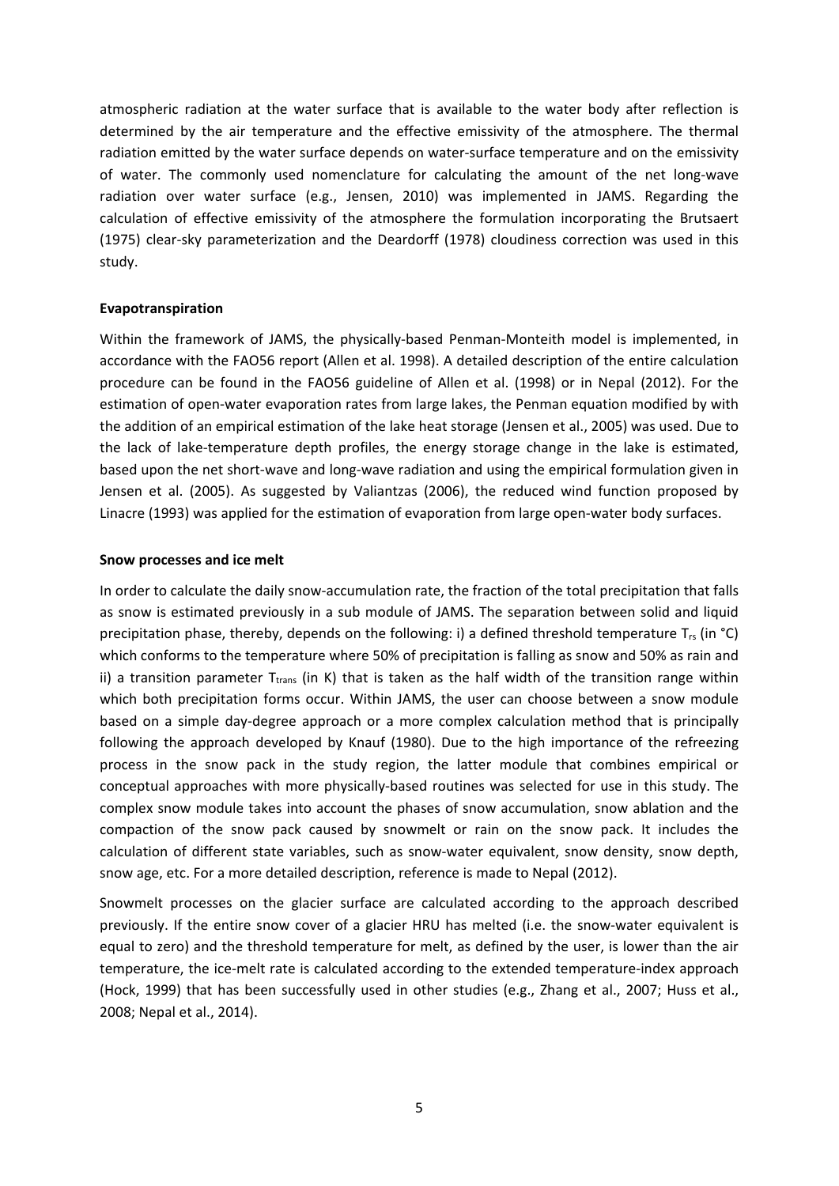atmospheric radiation at the water surface that is available to the water body after reflection is determined by the air temperature and the effective emissivity of the atmosphere. The thermal radiation emitted by the water surface depends on water-surface temperature and on the emissivity of water. The commonly used nomenclature for calculating the amount of the net long-wave radiation over water surface (e.g., Jensen, 2010) was implemented in JAMS. Regarding the calculation of effective emissivity of the atmosphere the formulation incorporating the Brutsaert (1975) clear-sky parameterization and the Deardorff (1978) cloudiness correction was used in this study.

**Evapotranspiration**

Within the framework of JAMS, the physically-based Penman-Monteith model is implemented, in accordance with the FAO56 report (Allen et al. 1998). A detailed description of the entire calculation procedure can be found in the FAO56 guideline of Allen et al. (1998) or in Nepal (2012). For the estimation of open-water evaporation rates from large lakes, the Penman equation modified by with the addition of an empirical estimation of the lake heat storage (Jensen et al., 2005) was used. Due to the lack of lake-temperature depth profiles, the energy storage change in the lake is estimated, based upon the net short-wave and long-wave radiation and using the empirical formulation given in Jensen et al. (2005). As suggested by Valiantzas (2006), the reduced wind function proposed by Linacre (1993) was applied for the estimation of evaporation from large open-water body surfaces.

**Snow processes and ice melt**

In order to calculate the daily snow-accumulation rate, the fraction of the total precipitation that falls as snow is estimated previously in a sub module of JAMS. The separation between solid and liquid precipitation phase, thereby, depends on the following: i) a defined threshold temperature $T_{rs}$ (in °C) which conforms to the temperature where 50% of precipitation is falling as snow and 50% as rain and ii) a transition parameter $T_{trans}$ (in K) that is taken as the half width of the transition range within which both precipitation forms occur. Within JAMS, the user can choose between a snow module based on a simple day-degree approach or a more complex calculation method that is principally following the approach developed by Knauf (1980). Due to the high importance of the refreezing process in the snow pack in the study region, the latter module that combines empirical or conceptual approaches with more physically-based routines was selected for use in this study. The complex snow module takes into account the phases of snow accumulation, snow ablation and the compaction of the snow pack caused by snowmelt or rain on the snow pack. It includes the calculation of different state variables, such as snow-water equivalent, snow density, snow depth, snow age, etc. For a more detailed description, reference is made to Nepal (2012).

Snowmelt processes on the glacier surface are calculated according to the approach described previously. If the entire snow cover of a glacier HRU has melted (i.e. the snow-water equivalent is equal to zero) and the threshold temperature for melt, as defined by the user, is lower than the air temperature, the ice-melt rate is calculated according to the extended temperature-index approach (Hock, 1999) that has been successfully used in other studies (e.g., Zhang et al., 2007; Huss et al., 2008; Nepal et al., 2014).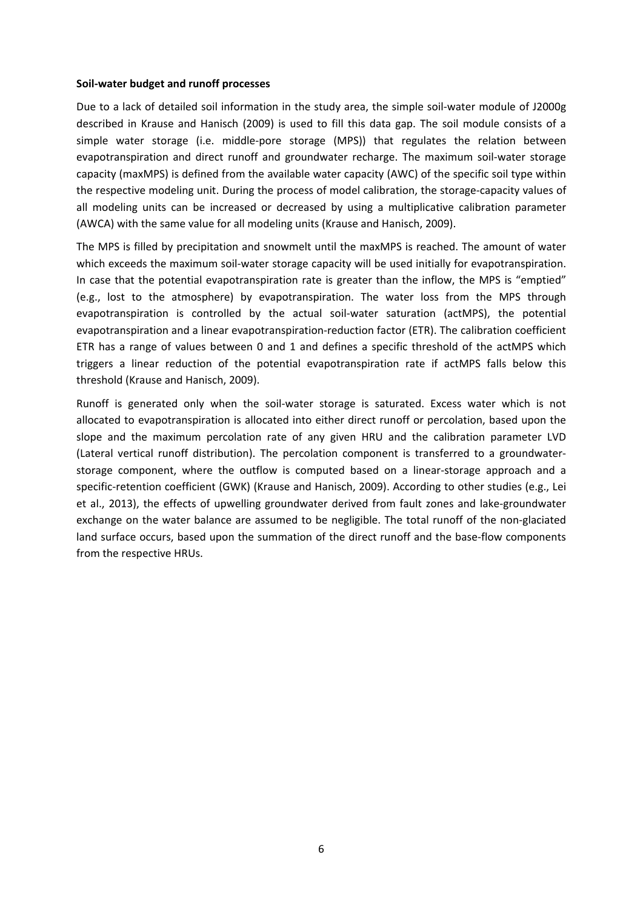**Soil-water budget and runoff processes**

Due to a lack of detailed soil information in the study area, the simple soil-water module of J2000g described in Krause and Hanisch (2009) is used to fill this data gap. The soil module consists of a simple water storage (i.e. middle-pore storage (MPS)) that regulates the relation between evapotranspiration and direct runoff and groundwater recharge. The maximum soil-water storage capacity (maxMPS) is defined from the available water capacity (AWC) of the specific soil type within the respective modeling unit. During the process of model calibration, the storage-capacity values of all modeling units can be increased or decreased by using a multiplicative calibration parameter (AWCA) with the same value for all modeling units (Krause and Hanisch, 2009).

The MPS is filled by precipitation and snowmelt until the maxMPS is reached. The amount of water which exceeds the maximum soil-water storage capacity will be used initially for evapotranspiration. In case that the potential evapotranspiration rate is greater than the inflow, the MPS is "emptied" (e.g., lost to the atmosphere) by evapotranspiration. The water loss from the MPS through evapotranspiration is controlled by the actual soil-water saturation (actMPS), the potential evapotranspiration and a linear evapotranspiration-reduction factor (ETR). The calibration coefficient ETR has a range of values between 0 and 1 and defines a specific threshold of the actMPS which triggers a linear reduction of the potential evapotranspiration rate if actMPS falls below this threshold (Krause and Hanisch, 2009).

Runoff is generated only when the soil-water storage is saturated. Excess water which is not allocated to evapotranspiration is allocated into either direct runoff or percolation, based upon the slope and the maximum percolation rate of any given HRU and the calibration parameter LVD (Lateral vertical runoff distribution). The percolation component is transferred to a groundwater-storage component, where the outflow is computed based on a linear-storage approach and a specific-retention coefficient (GWK) (Krause and Hanisch, 2009). According to other studies (e.g., Lei et al., 2013), the effects of upwelling groundwater derived from fault zones and lake-groundwater exchange on the water balance are assumed to be negligible. The total runoff of the non-glaciated land surface occurs, based upon the summation of the direct runoff and the base-flow components from the respective HRUs.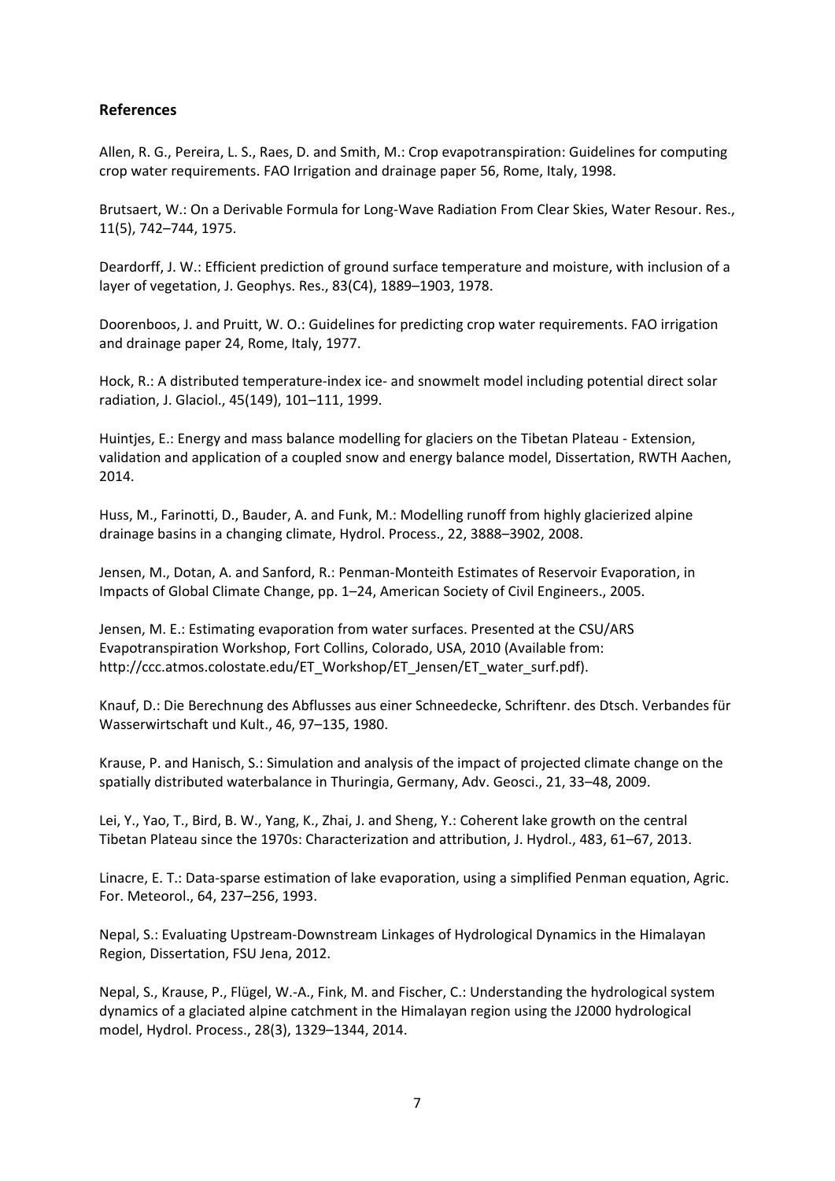## References

Allen, R. G., Pereira, L. S., Raes, D. and Smith, M.: Crop evapotranspiration: Guidelines for computing crop water requirements. FAO Irrigation and drainage paper 56, Rome, Italy, 1998.

Brutsaert, W.: On a Derivable Formula for Long-Wave Radiation From Clear Skies, Water Resour. Res., 11(5), 742–744, 1975.

Deardorff, J. W.: Efficient prediction of ground surface temperature and moisture, with inclusion of a layer of vegetation, J. Geophys. Res., 83(C4), 1889–1903, 1978.

Doorenboos, J. and Pruitt, W. O.: Guidelines for predicting crop water requirements. FAO irrigation and drainage paper 24, Rome, Italy, 1977.

Hock, R.: A distributed temperature-index ice- and snowmelt model including potential direct solar radiation, J. Glaciol., 45(149), 101–111, 1999.

Huintjes, E.: Energy and mass balance modelling for glaciers on the Tibetan Plateau - Extension, validation and application of a coupled snow and energy balance model, Dissertation, RWTH Aachen, 2014.

Huss, M., Farinotti, D., Bauder, A. and Funk, M.: Modelling runoff from highly glacierized alpine drainage basins in a changing climate, Hydrol. Process., 22, 3888–3902, 2008.

Jensen, M., Dotan, A. and Sanford, R.: Penman-Monteith Estimates of Reservoir Evaporation, in Impacts of Global Climate Change, pp. 1–24, American Society of Civil Engineers., 2005.

Jensen, M. E.: Estimating evaporation from water surfaces. Presented at the CSU/ARS Evapotranspiration Workshop, Fort Collins, Colorado, USA, 2010 (Available from: http://ccc.atmos.colostate.edu/ET_Workshop/ET_Jensen/ET_water_surf.pdf).

Knauf, D.: Die Berechnung des Abflusses aus einer Schneedecke, Schriftenr. des Dtsch. Verbandes für Wasserwirtschaft und Kult., 46, 97–135, 1980.

Krause, P. and Hanisch, S.: Simulation and analysis of the impact of projected climate change on the spatially distributed waterbalance in Thuringia, Germany, Adv. Geosci., 21, 33–48, 2009.

Lei, Y., Yao, T., Bird, B. W., Yang, K., Zhai, J. and Sheng, Y.: Coherent lake growth on the central Tibetan Plateau since the 1970s: Characterization and attribution, J. Hydrol., 483, 61–67, 2013.

Linacre, E. T.: Data-sparse estimation of lake evaporation, using a simplified Penman equation, Agric. For. Meteorol., 64, 237–256, 1993.

Nepal, S.: Evaluating Upstream-Downstream Linkages of Hydrological Dynamics in the Himalayan Region, Dissertation, FSU Jena, 2012.

Nepal, S., Krause, P., Flügel, W.-A., Fink, M. and Fischer, C.: Understanding the hydrological system dynamics of a glaciated alpine catchment in the Himalayan region using the J2000 hydrological model, Hydrol. Process., 28(3), 1329–1344, 2014.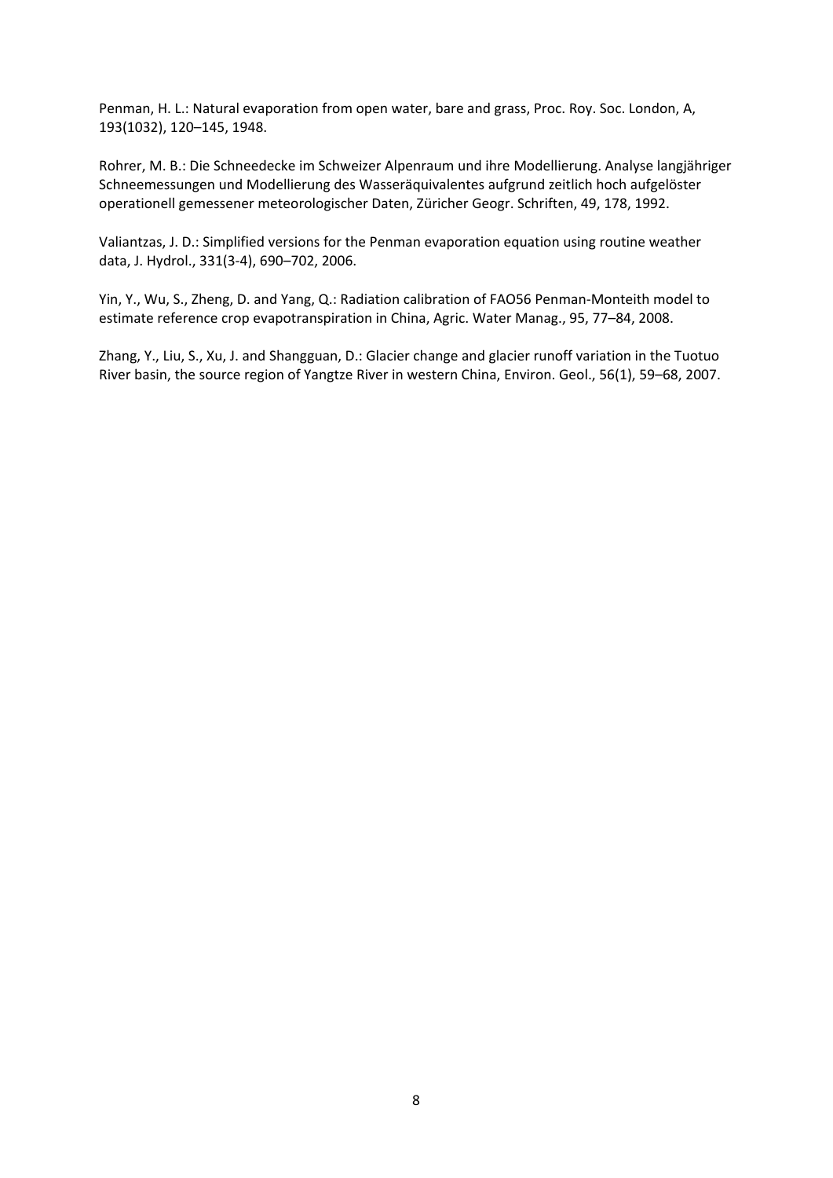Penman, H. L.: Natural evaporation from open water, bare and grass, Proc. Roy. Soc. London, A, 193(1032), 120–145, 1948.

Rohrer, M. B.: Die Schneedecke im Schweizer Alpenraum und ihre Modellierung. Analyse langjähriger Schneemessungen und Modellierung des Wasseräquivalentes aufgrund zeitlich hoch aufgelöster operationell gemessener meteorologischer Daten, Züricher Geogr. Schriften, 49, 178, 1992.

Valiantzas, J. D.: Simplified versions for the Penman evaporation equation using routine weather data, J. Hydrol., 331(3-4), 690–702, 2006.

Yin, Y., Wu, S., Zheng, D. and Yang, Q.: Radiation calibration of FAO56 Penman-Monteith model to estimate reference crop evapotranspiration in China, Agric. Water Manag., 95, 77–84, 2008.

Zhang, Y., Liu, S., Xu, J. and Shangguan, D.: Glacier change and glacier runoff variation in the Tuotuo River basin, the source region of Yangtze River in western China, Environ. Geol., 56(1), 59–68, 2007.